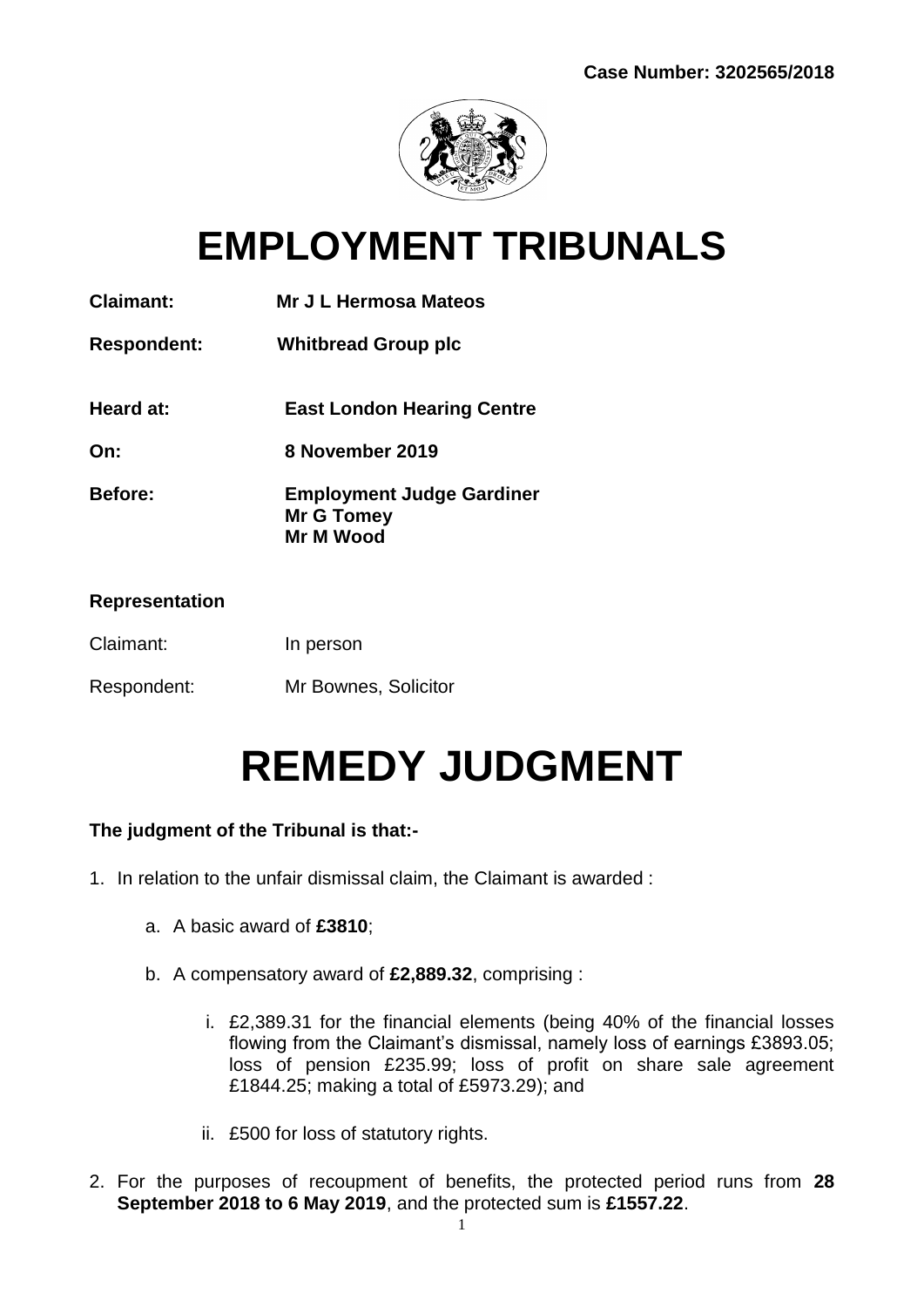**Case Number: 3202565/2018**

# EMPLOYMENT TRIBUNALS

**Claimant:** **Mr J L Hermosa Mateos**

**Respondent:** **Whitbread Group plc**

**Heard at:** **East London Hearing Centre**

**On:** **8 November 2019**

**Before:** **Employment Judge Gardiner**
**Mr G Tomey**
**Mr M Wood**

**Representation**

Claimant: In person

Respondent: Mr Bownes, Solicitor

# REMEDY JUDGMENT

**The judgment of the Tribunal is that:-**

1. In relation to the unfair dismissal claim, the Claimant is awarded :

    a. A basic award of **£3810**;

    b. A compensatory award of **£2,889.32**, comprising :

        i. £2,389.31 for the financial elements (being 40% of the financial losses flowing from the Claimant's dismissal, namely loss of earnings £3893.05; loss of pension £235.99; loss of profit on share sale agreement £1844.25; making a total of £5973.29); and

        ii. £500 for loss of statutory rights.

2. For the purposes of recoupment of benefits, the protected period runs from **28 September 2018 to 6 May 2019**, and the protected sum is **£1557.22**.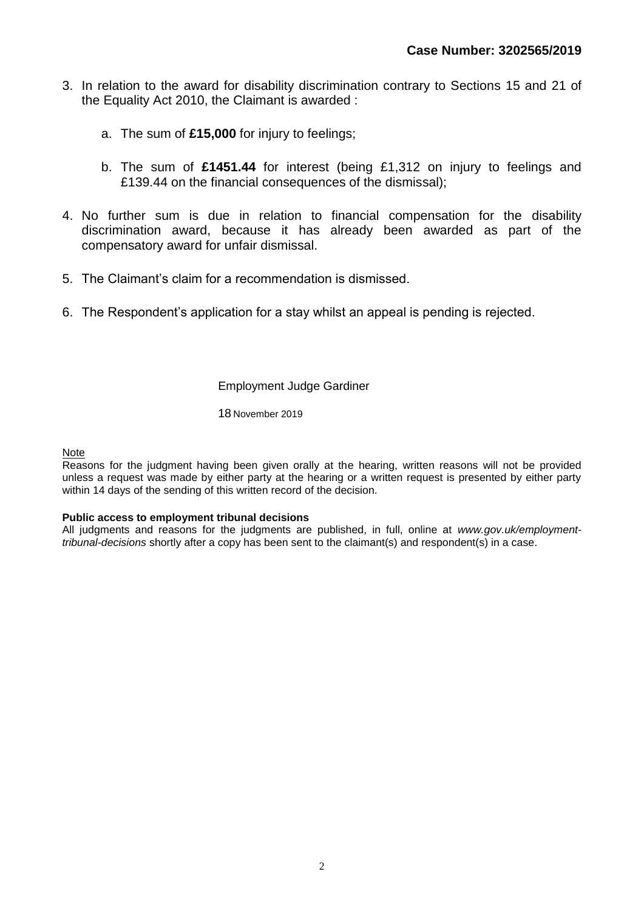**Case Number: 3202565/2019**

3. In relation to the award for disability discrimination contrary to Sections 15 and 21 of the Equality Act 2010, the Claimant is awarded :

   a. The sum of **£15,000** for injury to feelings;

   b. The sum of **£1451.44** for interest (being £1,312 on injury to feelings and £139.44 on the financial consequences of the dismissal);

4. No further sum is due in relation to financial compensation for the disability discrimination award, because it has already been awarded as part of the compensatory award for unfair dismissal.

5. The Claimant's claim for a recommendation is dismissed.

6. The Respondent's application for a stay whilst an appeal is pending is rejected.

Employment Judge Gardiner

18 November 2019

Note

Reasons for the judgment having been given orally at the hearing, written reasons will not be provided unless a request was made by either party at the hearing or a written request is presented by either party within 14 days of the sending of this written record of the decision.

**Public access to employment tribunal decisions**

All judgments and reasons for the judgments are published, in full, online at *www.gov.uk/employment-tribunal-decisions* shortly after a copy has been sent to the claimant(s) and respondent(s) in a case.